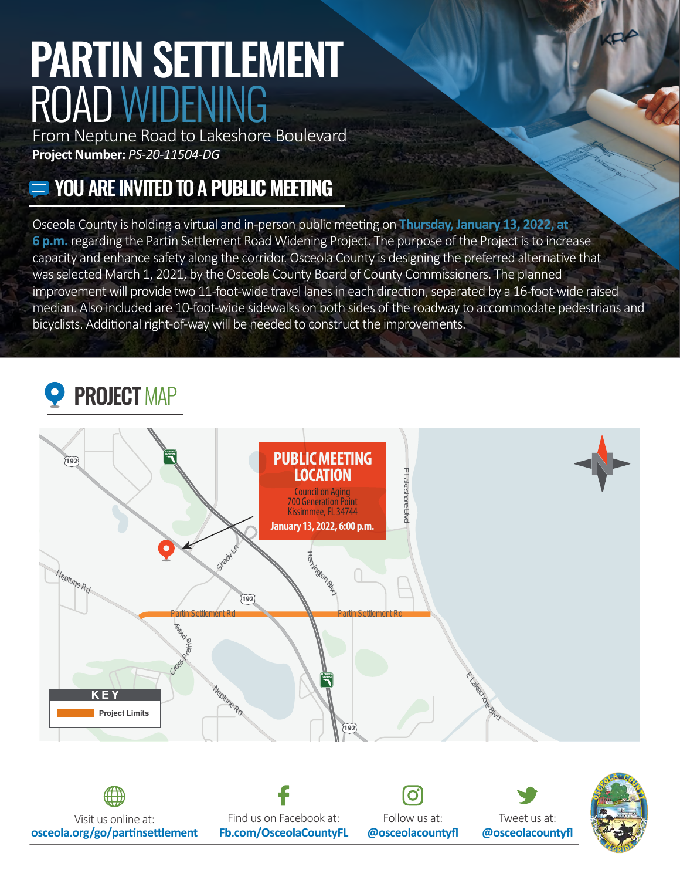# PARTIN SETTLEMENT ROAD WIDENING

From Neptune Road to Lakeshore Boulevard

**Project Number:** *PS-20-11504-DG*

## YOU ARE INVITED TO A PUBLIC MEETING

Osceola County is holding a virtual and in-person public meeting on **Thursday, January 13, 2022, at 6 p.m.** regarding the Partin Settlement Road Widening Project. The purpose of the Project is to increase capacity and enhance safety along the corridor. Osceola County is designing the preferred alternative that was selected March 1, 2021, by the Osceola County Board of County Commissioners. The planned improvement will provide two 11-foot-wide travel lanes in each direction, separated by a 16-foot-wide raised median. Also included are 10-foot-wide sidewalks on both sides of the roadway to accommodate pedestrians and bicyclists. Additional right-of-way will be needed to construct the improvements.

## PROJECT MAP

**PUBLIC MEETING LOCATION**

Council on Aging
700 Generation Point
Kissimmee, FL 34744

**January 13, 2022, 6:00 p.m.**

Partin Settlement Rd · Neptune Rd · Shady Ln · Remington Blvd · E Lakeshore Blvd · Cross Prairie Pkwy · 192

**KEY**

Project Limits

Visit us online at: **osceola.org/go/partinsettlement**

Find us on Facebook at: **Fb.com/OsceolaCountyFL**

Follow us at: **@osceolacountyfl**

Tweet us at: **@osceolacountyfl**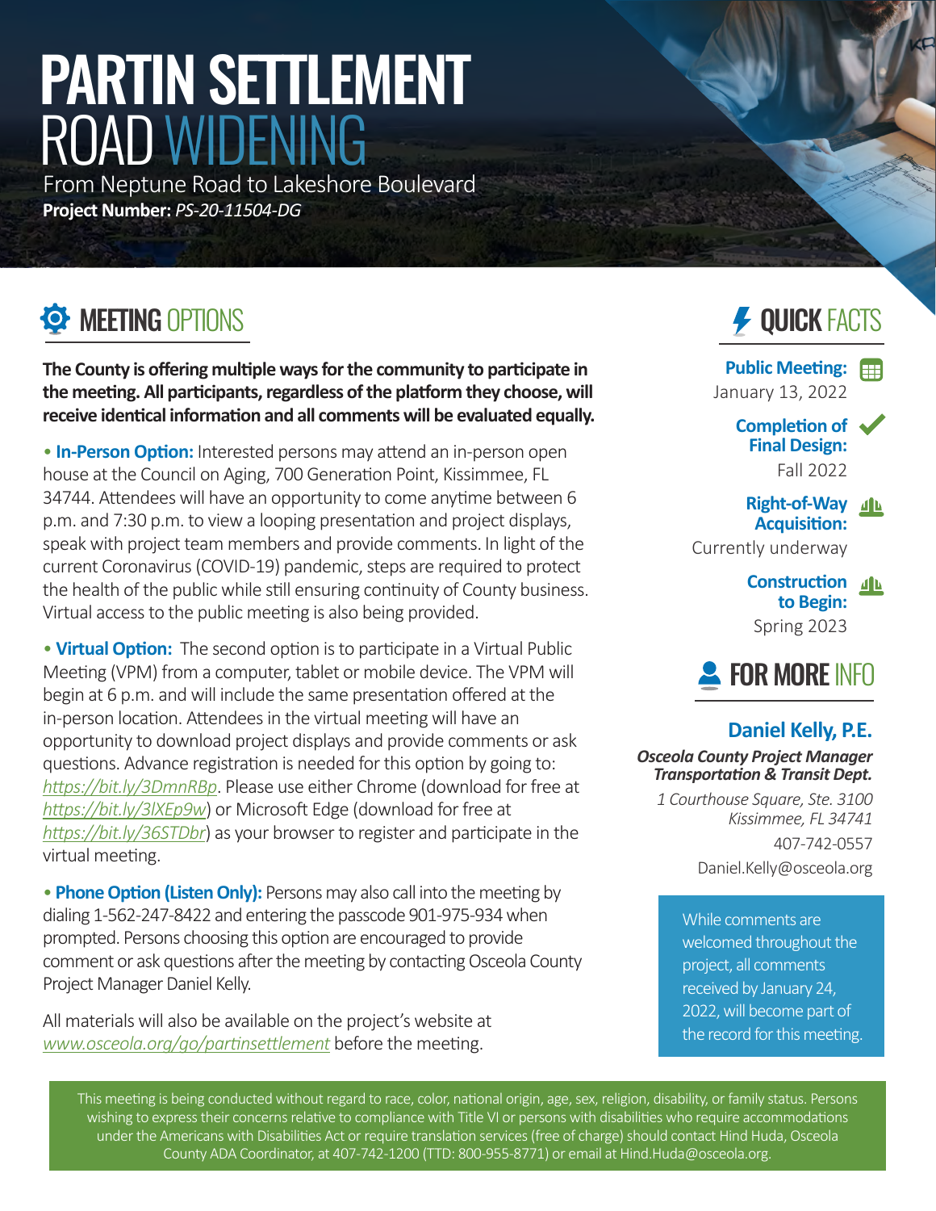# PARTIN SETTLEMENT ROAD WIDENING

From Neptune Road to Lakeshore Boulevard

**Project Number:** *PS-20-11504-DG*

## MEETING OPTIONS

**The County is offering multiple ways for the community to participate in the meeting. All participants, regardless of the platform they choose, will receive identical information and all comments will be evaluated equally.**

- **In-Person Option:** Interested persons may attend an in-person open house at the Council on Aging, 700 Generation Point, Kissimmee, FL 34744. Attendees will have an opportunity to come anytime between 6 p.m. and 7:30 p.m. to view a looping presentation and project displays, speak with project team members and provide comments. In light of the current Coronavirus (COVID-19) pandemic, steps are required to protect the health of the public while still ensuring continuity of County business. Virtual access to the public meeting is also being provided.

- **Virtual Option:** The second option is to participate in a Virtual Public Meeting (VPM) from a computer, tablet or mobile device. The VPM will begin at 6 p.m. and will include the same presentation offered at the in-person location. Attendees in the virtual meeting will have an opportunity to download project displays and provide comments or ask questions. Advance registration is needed for this option by going to: *https://bit.ly/3DmnRBp*. Please use either Chrome (download for free at *https://bit.ly/3lXEp9w*) or Microsoft Edge (download for free at *https://bit.ly/36STDbr*) as your browser to register and participate in the virtual meeting.

- **Phone Option (Listen Only):** Persons may also call into the meeting by dialing 1-562-247-8422 and entering the passcode 901-975-934 when prompted. Persons choosing this option are encouraged to provide comment or ask questions after the meeting by contacting Osceola County Project Manager Daniel Kelly.

All materials will also be available on the project's website at *www.osceola.org/go/partinsettlement* before the meeting.

## QUICK FACTS

**Public Meeting:**
January 13, 2022

**Completion of Final Design:**
Fall 2022

**Right-of-Way Acquisition:**
Currently underway

**Construction to Begin:**
Spring 2023

## FOR MORE INFO

**Daniel Kelly, P.E.**

***Osceola County Project Manager***
***Transportation & Transit Dept.***

*1 Courthouse Square, Ste. 3100*
*Kissimmee, FL 34741*

407-742-0557

Daniel.Kelly@osceola.org

While comments are welcomed throughout the project, all comments received by January 24, 2022, will become part of the record for this meeting.

This meeting is being conducted without regard to race, color, national origin, age, sex, religion, disability, or family status. Persons wishing to express their concerns relative to compliance with Title VI or persons with disabilities who require accommodations under the Americans with Disabilities Act or require translation services (free of charge) should contact Hind Huda, Osceola County ADA Coordinator, at 407-742-1200 (TTD: 800-955-8771) or email at Hind.Huda@osceola.org.